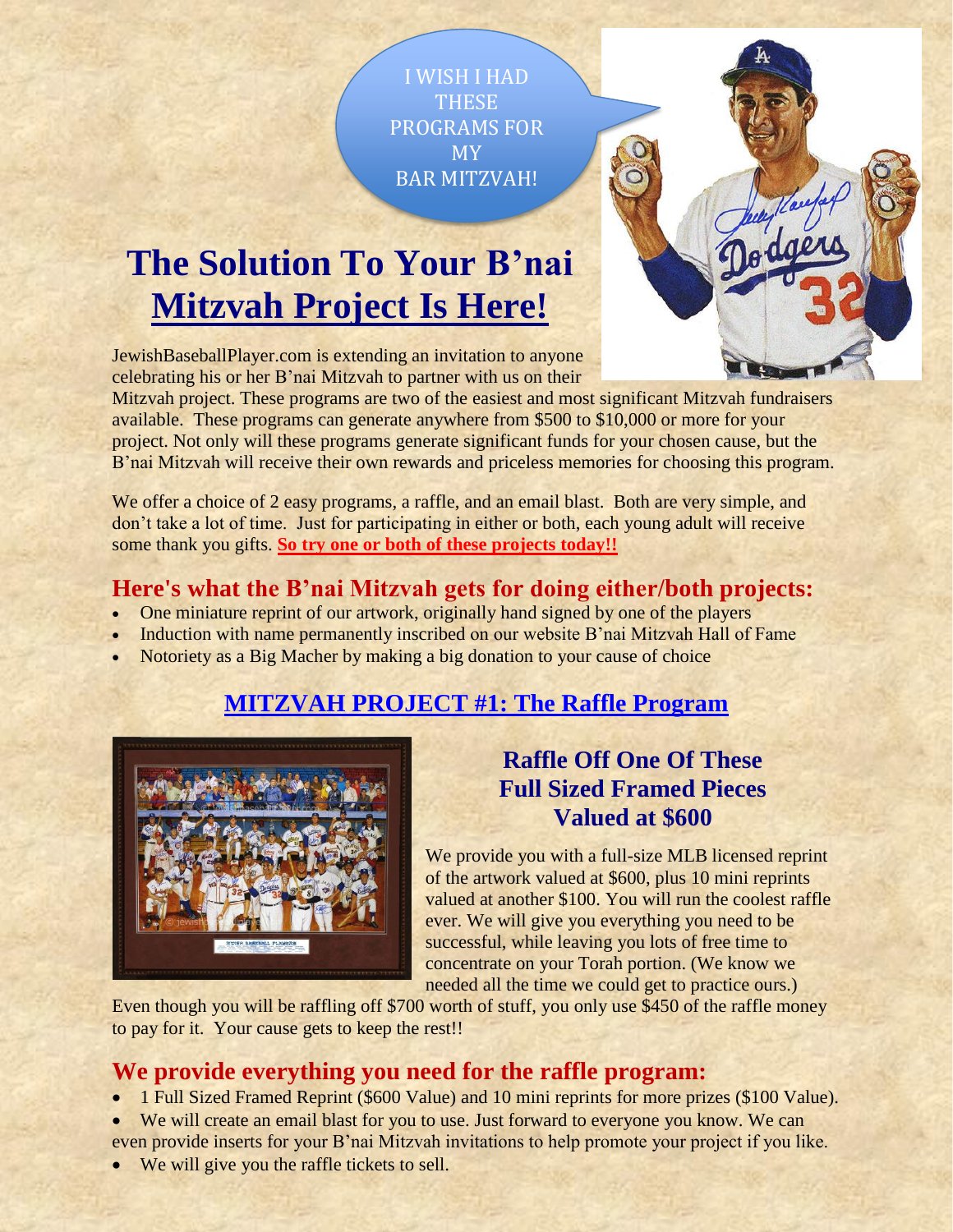I WISH I HAD THESE PROGRAMS FOR MY BAR MITZVAH!

# The Solution To Your B'nai Mitzvah Project Is Here!

JewishBaseballPlayer.com is extending an invitation to anyone celebrating his or her B'nai Mitzvah to partner with us on their Mitzvah project. These programs are two of the easiest and most significant Mitzvah fundraisers available. These programs can generate anywhere from $500 to $10,000 or more for your project. Not only will these programs generate significant funds for your chosen cause, but the B'nai Mitzvah will receive their own rewards and priceless memories for choosing this program.

We offer a choice of 2 easy programs, a raffle, and an email blast. Both are very simple, and don't take a lot of time. Just for participating in either or both, each young adult will receive some thank you gifts. **So try one or both of these projects today!!**

## Here's what the B'nai Mitzvah gets for doing either/both projects:

- One miniature reprint of our artwork, originally hand signed by one of the players
- Induction with name permanently inscribed on our website B'nai Mitzvah Hall of Fame
- Notoriety as a Big Macher by making a big donation to your cause of choice

## MITZVAH PROJECT #1: The Raffle Program

### Raffle Off One Of These Full Sized Framed Pieces Valued at $600

We provide you with a full-size MLB licensed reprint of the artwork valued at $600, plus 10 mini reprints valued at another $100. You will run the coolest raffle ever. We will give you everything you need to be successful, while leaving you lots of free time to concentrate on your Torah portion. (We know we needed all the time we could get to practice ours.)

Even though you will be raffling off $700 worth of stuff, you only use $450 of the raffle money to pay for it. Your cause gets to keep the rest!!

## We provide everything you need for the raffle program:

- 1 Full Sized Framed Reprint ($600 Value) and 10 mini reprints for more prizes ($100 Value).
- We will create an email blast for you to use. Just forward to everyone you know. We can even provide inserts for your B'nai Mitzvah invitations to help promote your project if you like.
- We will give you the raffle tickets to sell.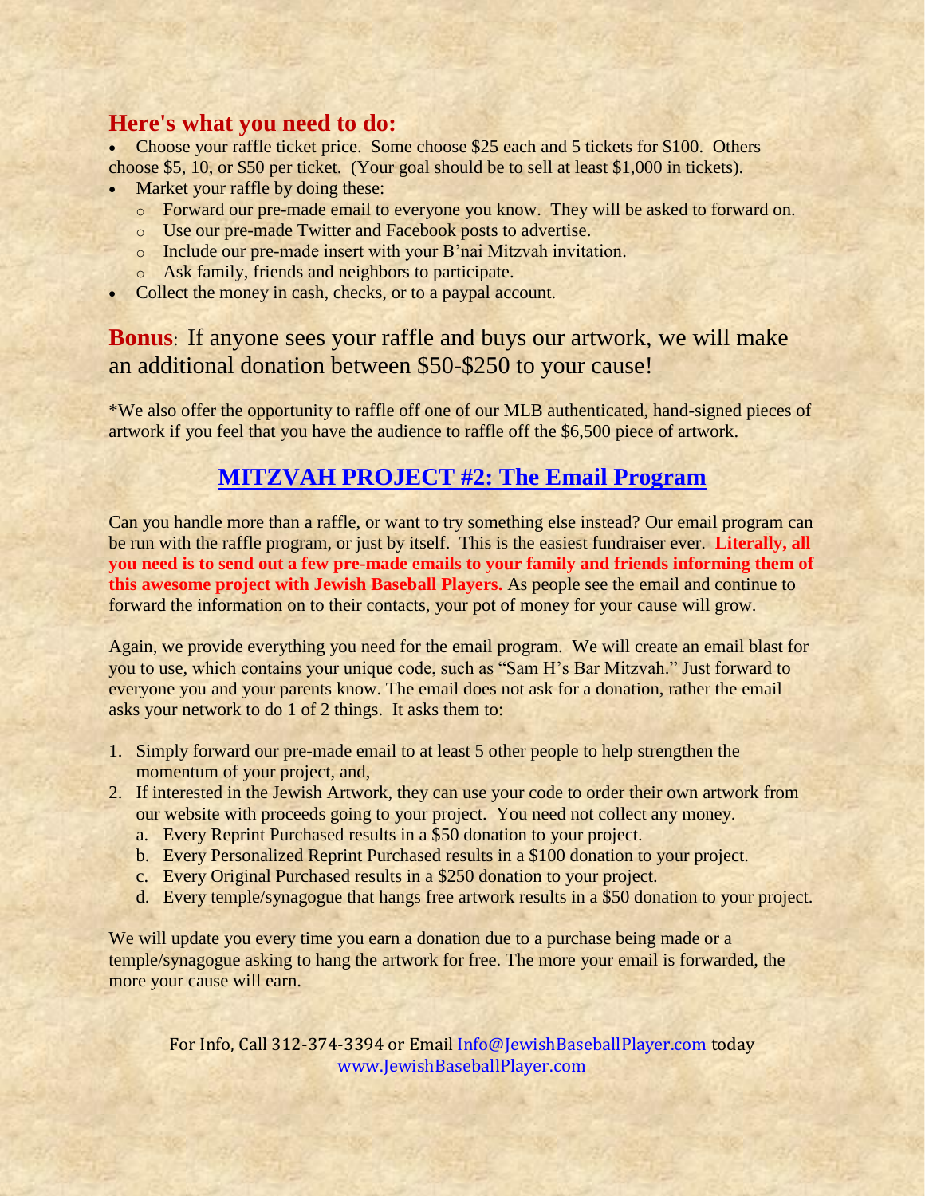## Here's what you need to do:

- Choose your raffle ticket price. Some choose $25 each and 5 tickets for $100. Others choose $5, 10, or $50 per ticket. (Your goal should be to sell at least $1,000 in tickets).
- Market your raffle by doing these:
  - Forward our pre-made email to everyone you know. They will be asked to forward on.
  - Use our pre-made Twitter and Facebook posts to advertise.
  - Include our pre-made insert with your B'nai Mitzvah invitation.
  - Ask family, friends and neighbors to participate.
- Collect the money in cash, checks, or to a paypal account.

**Bonus**: If anyone sees your raffle and buys our artwork, we will make an additional donation between $50-$250 to your cause!

*We also offer the opportunity to raffle off one of our MLB authenticated, hand-signed pieces of artwork if you feel that you have the audience to raffle off the $6,500 piece of artwork.

## MITZVAH PROJECT #2: The Email Program

Can you handle more than a raffle, or want to try something else instead? Our email program can be run with the raffle program, or just by itself. This is the easiest fundraiser ever. **Literally, all you need is to send out a few pre-made emails to your family and friends informing them of this awesome project with Jewish Baseball Players.** As people see the email and continue to forward the information on to their contacts, your pot of money for your cause will grow.

Again, we provide everything you need for the email program. We will create an email blast for you to use, which contains your unique code, such as "Sam H's Bar Mitzvah." Just forward to everyone you and your parents know. The email does not ask for a donation, rather the email asks your network to do 1 of 2 things. It asks them to:

1. Simply forward our pre-made email to at least 5 other people to help strengthen the momentum of your project, and,
2. If interested in the Jewish Artwork, they can use your code to order their own artwork from our website with proceeds going to your project. You need not collect any money.
   a. Every Reprint Purchased results in a $50 donation to your project.
   b. Every Personalized Reprint Purchased results in a $100 donation to your project.
   c. Every Original Purchased results in a $250 donation to your project.
   d. Every temple/synagogue that hangs free artwork results in a $50 donation to your project.

We will update you every time you earn a donation due to a purchase being made or a temple/synagogue asking to hang the artwork for free. The more your email is forwarded, the more your cause will earn.

For Info, Call 312-374-3394 or Email Info@JewishBaseballPlayer.com today
www.JewishBaseballPlayer.com